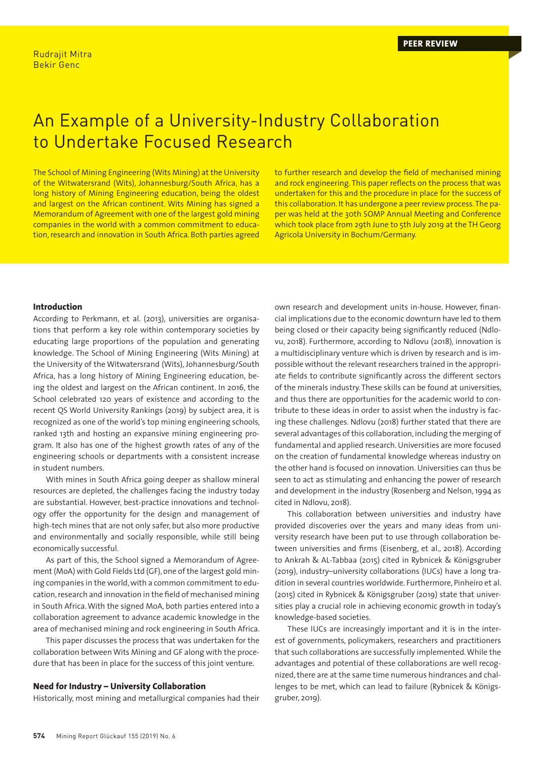Rudrajit Mitra
Bekir Genc

PEER REVIEW

# An Example of a University-Industry Collaboration to Undertake Focused Research

The School of Mining Engineering (Wits Mining) at the University of the Witwatersrand (Wits), Johannesburg/South Africa, has a long history of Mining Engineering education, being the oldest and largest on the African continent. Wits Mining has signed a Memorandum of Agreement with one of the largest gold mining companies in the world with a common commitment to education, research and innovation in South Africa. Both parties agreed to further research and develop the field of mechanised mining and rock engineering. This paper reflects on the process that was undertaken for this and the procedure in place for the success of this collaboration. It has undergone a peer review process. The paper was held at the 30th SOMP Annual Meeting and Conference which took place from 29th June to 5th July 2019 at the TH Georg Agricola University in Bochum/Germany.

## Introduction

According to Perkmann, et al. (2013), universities are organisations that perform a key role within contemporary societies by educating large proportions of the population and generating knowledge. The School of Mining Engineering (Wits Mining) at the University of the Witwatersrand (Wits), Johannesburg/South Africa, has a long history of Mining Engineering education, being the oldest and largest on the African continent. In 2016, the School celebrated 120 years of existence and according to the recent QS World University Rankings (2019) by subject area, it is recognized as one of the world's top mining engineering schools, ranked 13th and hosting an expansive mining engineering program. It also has one of the highest growth rates of any of the engineering schools or departments with a consistent increase in student numbers.

With mines in South Africa going deeper as shallow mineral resources are depleted, the challenges facing the industry today are substantial. However, best-practice innovations and technology offer the opportunity for the design and management of high-tech mines that are not only safer, but also more productive and environmentally and socially responsible, while still being economically successful.

As part of this, the School signed a Memorandum of Agreement (MoA) with Gold Fields Ltd (GF), one of the largest gold mining companies in the world, with a common commitment to education, research and innovation in the field of mechanised mining in South Africa. With the signed MoA, both parties entered into a collaboration agreement to advance academic knowledge in the area of mechanised mining and rock engineering in South Africa.

This paper discusses the process that was undertaken for the collaboration between Wits Mining and GF along with the procedure that has been in place for the success of this joint venture.

## Need for Industry – University Collaboration

Historically, most mining and metallurgical companies had their own research and development units in-house. However, financial implications due to the economic downturn have led to them being closed or their capacity being significantly reduced (Ndlovu, 2018). Furthermore, according to Ndlovu (2018), innovation is a multidisciplinary venture which is driven by research and is impossible without the relevant researchers trained in the appropriate fields to contribute significantly across the different sectors of the minerals industry. These skills can be found at universities, and thus there are opportunities for the academic world to contribute to these ideas in order to assist when the industry is facing these challenges. Ndlovu (2018) further stated that there are several advantages of this collaboration, including the merging of fundamental and applied research. Universities are more focused on the creation of fundamental knowledge whereas industry on the other hand is focused on innovation. Universities can thus be seen to act as stimulating and enhancing the power of research and development in the industry (Rosenberg and Nelson, 1994 as cited in Ndlovu, 2018).

This collaboration between universities and industry have provided discoveries over the years and many ideas from university research have been put to use through collaboration between universities and firms (Eisenberg, et al., 2018). According to Ankrah & AL-Tabbaa (2015) cited in Rybnicek & Königsgruber (2019), industry–university collaborations (IUCs) have a long tradition in several countries worldwide. Furthermore, Pinheiro et al. (2015) cited in Rybnicek & Königsgruber (2019) state that universities play a crucial role in achieving economic growth in today's knowledge-based societies.

These IUCs are increasingly important and it is in the interest of governments, policymakers, researchers and practitioners that such collaborations are successfully implemented. While the advantages and potential of these collaborations are well recognized, there are at the same time numerous hindrances and challenges to be met, which can lead to failure (Rybnicek & Königsgruber, 2019).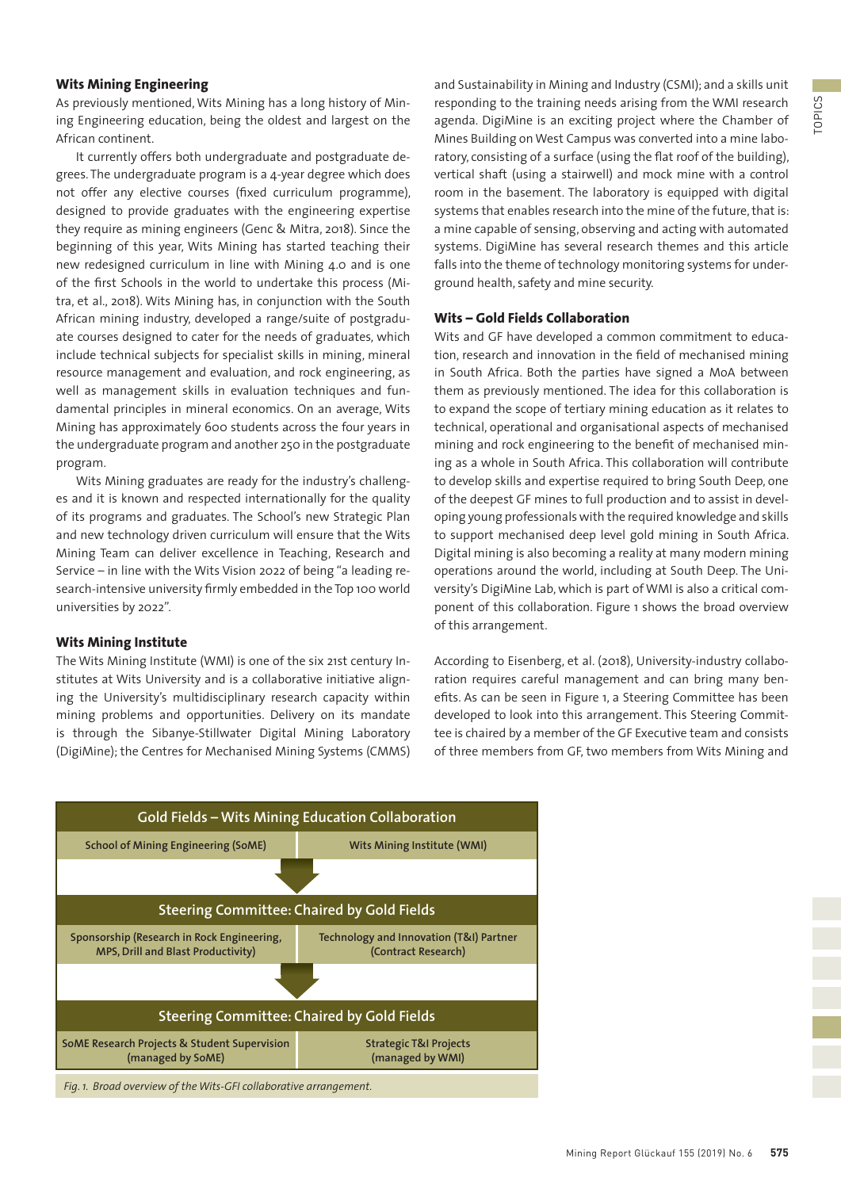### Wits Mining Engineering

As previously mentioned, Wits Mining has a long history of Mining Engineering education, being the oldest and largest on the African continent.

It currently offers both undergraduate and postgraduate degrees. The undergraduate program is a 4-year degree which does not offer any elective courses (fixed curriculum programme), designed to provide graduates with the engineering expertise they require as mining engineers (Genc & Mitra, 2018). Since the beginning of this year, Wits Mining has started teaching their new redesigned curriculum in line with Mining 4.0 and is one of the first Schools in the world to undertake this process (Mitra, et al., 2018). Wits Mining has, in conjunction with the South African mining industry, developed a range/suite of postgraduate courses designed to cater for the needs of graduates, which include technical subjects for specialist skills in mining, mineral resource management and evaluation, and rock engineering, as well as management skills in evaluation techniques and fundamental principles in mineral economics. On an average, Wits Mining has approximately 600 students across the four years in the undergraduate program and another 250 in the postgraduate program.

Wits Mining graduates are ready for the industry's challenges and it is known and respected internationally for the quality of its programs and graduates. The School's new Strategic Plan and new technology driven curriculum will ensure that the Wits Mining Team can deliver excellence in Teaching, Research and Service – in line with the Wits Vision 2022 of being "a leading research-intensive university firmly embedded in the Top 100 world universities by 2022".

### Wits Mining Institute

The Wits Mining Institute (WMI) is one of the six 21st century Institutes at Wits University and is a collaborative initiative aligning the University's multidisciplinary research capacity within mining problems and opportunities. Delivery on its mandate is through the Sibanye-Stillwater Digital Mining Laboratory (DigiMine); the Centres for Mechanised Mining Systems (CMMS) and Sustainability in Mining and Industry (CSMI); and a skills unit responding to the training needs arising from the WMI research agenda. DigiMine is an exciting project where the Chamber of Mines Building on West Campus was converted into a mine laboratory, consisting of a surface (using the flat roof of the building), vertical shaft (using a stairwell) and mock mine with a control room in the basement. The laboratory is equipped with digital systems that enables research into the mine of the future, that is: a mine capable of sensing, observing and acting with automated systems. DigiMine has several research themes and this article falls into the theme of technology monitoring systems for underground health, safety and mine security.

### Wits – Gold Fields Collaboration

Wits and GF have developed a common commitment to education, research and innovation in the field of mechanised mining in South Africa. Both the parties have signed a MoA between them as previously mentioned. The idea for this collaboration is to expand the scope of tertiary mining education as it relates to technical, operational and organisational aspects of mechanised mining and rock engineering to the benefit of mechanised mining as a whole in South Africa. This collaboration will contribute to develop skills and expertise required to bring South Deep, one of the deepest GF mines to full production and to assist in developing young professionals with the required knowledge and skills to support mechanised deep level gold mining in South Africa. Digital mining is also becoming a reality at many modern mining operations around the world, including at South Deep. The University's DigiMine Lab, which is part of WMI is also a critical component of this collaboration. Figure 1 shows the broad overview of this arrangement.

According to Eisenberg, et al. (2018), University-industry collaboration requires careful management and can bring many benefits. As can be seen in Figure 1, a Steering Committee has been developed to look into this arrangement. This Steering Committee is chaired by a member of the GF Executive team and consists of three members from GF, two members from Wits Mining and

| Gold Fields – Wits Mining Education Collaboration | |
|---|---|
| School of Mining Engineering (SoME) | Wits Mining Institute (WMI) |
| **Steering Committee: Chaired by Gold Fields** | |
| Sponsorship (Research in Rock Engineering, MPS, Drill and Blast Productivity) | Technology and Innovation (T&I) Partner (Contract Research) |
| **Steering Committee: Chaired by Gold Fields** | |
| SoME Research Projects & Student Supervision (managed by SoME) | Strategic T&I Projects (managed by WMI) |

*Fig. 1. Broad overview of the Wits-GFI collaborative arrangement.*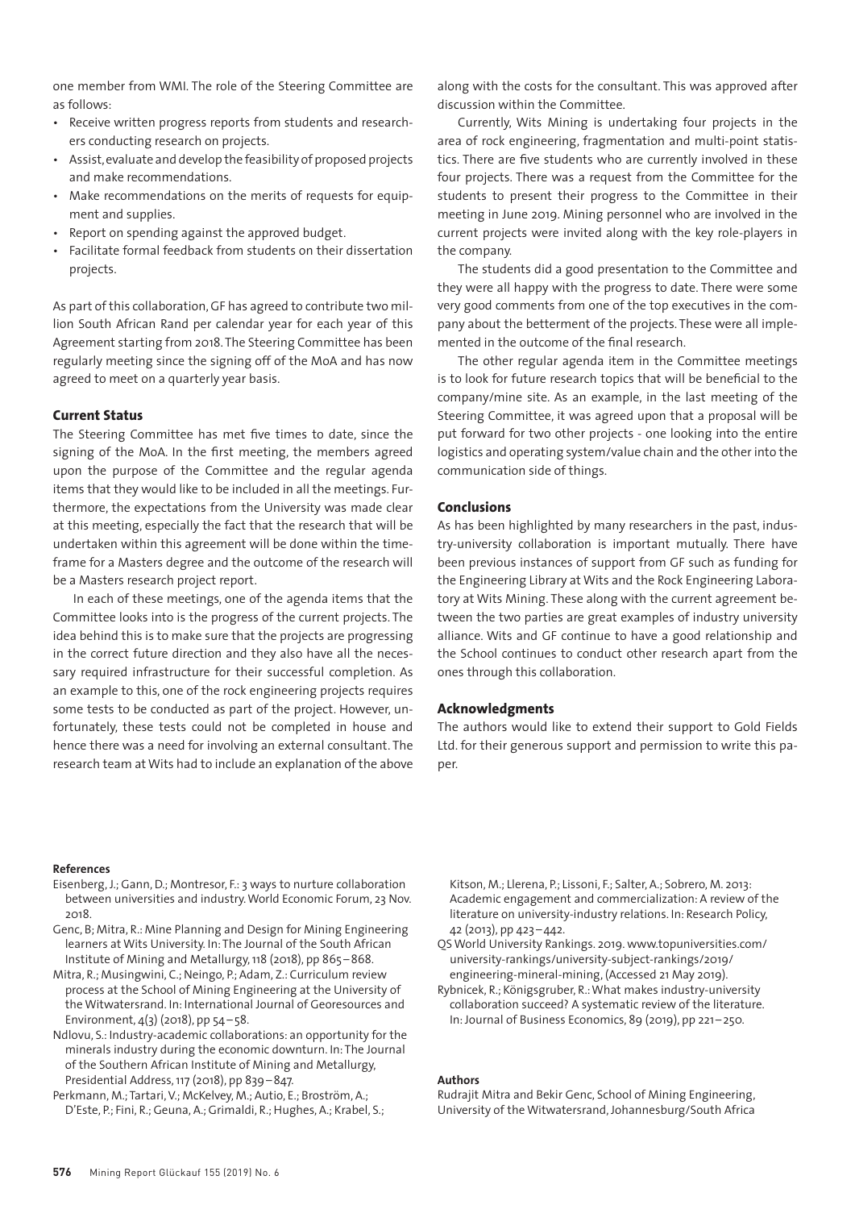one member from WMI. The role of the Steering Committee are as follows:

- Receive written progress reports from students and researchers conducting research on projects.
- Assist, evaluate and develop the feasibility of proposed projects and make recommendations.
- Make recommendations on the merits of requests for equipment and supplies.
- Report on spending against the approved budget.
- Facilitate formal feedback from students on their dissertation projects.

As part of this collaboration, GF has agreed to contribute two million South African Rand per calendar year for each year of this Agreement starting from 2018. The Steering Committee has been regularly meeting since the signing off of the MoA and has now agreed to meet on a quarterly year basis.

## Current Status

The Steering Committee has met five times to date, since the signing of the MoA. In the first meeting, the members agreed upon the purpose of the Committee and the regular agenda items that they would like to be included in all the meetings. Furthermore, the expectations from the University was made clear at this meeting, especially the fact that the research that will be undertaken within this agreement will be done within the timeframe for a Masters degree and the outcome of the research will be a Masters research project report.

In each of these meetings, one of the agenda items that the Committee looks into is the progress of the current projects. The idea behind this is to make sure that the projects are progressing in the correct future direction and they also have all the necessary required infrastructure for their successful completion. As an example to this, one of the rock engineering projects requires some tests to be conducted as part of the project. However, unfortunately, these tests could not be completed in house and hence there was a need for involving an external consultant. The research team at Wits had to include an explanation of the above along with the costs for the consultant. This was approved after discussion within the Committee.

Currently, Wits Mining is undertaking four projects in the area of rock engineering, fragmentation and multi-point statistics. There are five students who are currently involved in these four projects. There was a request from the Committee for the students to present their progress to the Committee in their meeting in June 2019. Mining personnel who are involved in the current projects were invited along with the key role-players in the company.

The students did a good presentation to the Committee and they were all happy with the progress to date. There were some very good comments from one of the top executives in the company about the betterment of the projects. These were all implemented in the outcome of the final research.

The other regular agenda item in the Committee meetings is to look for future research topics that will be beneficial to the company/mine site. As an example, in the last meeting of the Steering Committee, it was agreed upon that a proposal will be put forward for two other projects - one looking into the entire logistics and operating system/value chain and the other into the communication side of things.

## Conclusions

As has been highlighted by many researchers in the past, industry-university collaboration is important mutually. There have been previous instances of support from GF such as funding for the Engineering Library at Wits and the Rock Engineering Laboratory at Wits Mining. These along with the current agreement between the two parties are great examples of industry university alliance. Wits and GF continue to have a good relationship and the School continues to conduct other research apart from the ones through this collaboration.

## Acknowledgments

The authors would like to extend their support to Gold Fields Ltd. for their generous support and permission to write this paper.

### References

Eisenberg, J.; Gann, D.; Montresor, F.: 3 ways to nurture collaboration between universities and industry. World Economic Forum, 23 Nov. 2018.

Genc, B; Mitra, R.: Mine Planning and Design for Mining Engineering learners at Wits University. In: The Journal of the South African Institute of Mining and Metallurgy, 118 (2018), pp 865–868.

Mitra, R.; Musingwini, C.; Neingo, P.; Adam, Z.: Curriculum review process at the School of Mining Engineering at the University of the Witwatersrand. In: International Journal of Georesources and Environment, 4(3) (2018), pp 54–58.

Ndlovu, S.: Industry-academic collaborations: an opportunity for the minerals industry during the economic downturn. In: The Journal of the Southern African Institute of Mining and Metallurgy, Presidential Address, 117 (2018), pp 839–847.

Perkmann, M.; Tartari, V.; McKelvey, M.; Autio, E.; Broström, A.; D'Este, P.; Fini, R.; Geuna, A.; Grimaldi, R.; Hughes, A.; Krabel, S.; Kitson, M.; Llerena, P.; Lissoni, F.; Salter, A.; Sobrero, M. 2013: Academic engagement and commercialization: A review of the literature on university-industry relations. In: Research Policy, 42 (2013), pp 423–442.

QS World University Rankings. 2019. www.topuniversities.com/university-rankings/university-subject-rankings/2019/engineering-mineral-mining, (Accessed 21 May 2019).

Rybnicek, R.; Königsgruber, R.: What makes industry-university collaboration succeed? A systematic review of the literature. In: Journal of Business Economics, 89 (2019), pp 221–250.

### Authors

Rudrajit Mitra and Bekir Genc, School of Mining Engineering, University of the Witwatersrand, Johannesburg/South Africa